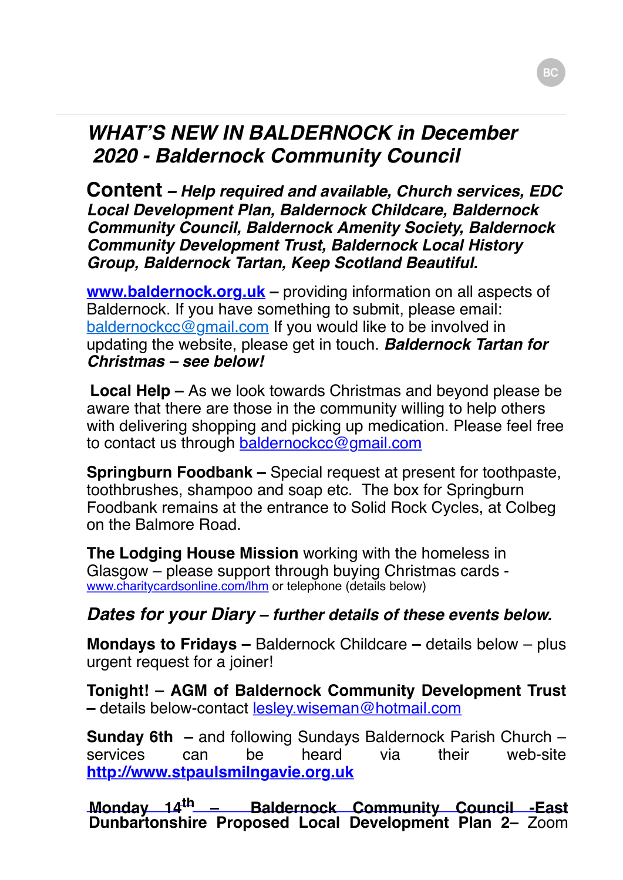# *WHAT'S NEW IN BALDERNOCK in December 2020 - Baldernock Community Council*

**Content** – ***Help required and available, Church services, EDC Local Development Plan, Baldernock Childcare, Baldernock Community Council, Baldernock Amenity Society, Baldernock Community Development Trust, Baldernock Local History Group, Baldernock Tartan, Keep Scotland Beautiful.***

**www.baldernock.org.uk** – providing information on all aspects of Baldernock. If you have something to submit, please email: baldernockcc@gmail.com If you would like to be involved in updating the website, please get in touch. ***Baldernock Tartan for Christmas – see below!***

**Local Help –** As we look towards Christmas and beyond please be aware that there are those in the community willing to help others with delivering shopping and picking up medication. Please feel free to contact us through baldernockcc@gmail.com

**Springburn Foodbank –** Special request at present for toothpaste, toothbrushes, shampoo and soap etc. The box for Springburn Foodbank remains at the entrance to Solid Rock Cycles, at Colbeg on the Balmore Road.

**The Lodging House Mission** working with the homeless in Glasgow – please support through buying Christmas cards - www.charitycardsonline.com/lhm or telephone (details below)

***Dates for your Diary – further details of these events below.***

**Mondays to Fridays –** Baldernock Childcare **–** details below – plus urgent request for a joiner!

**Tonight! – AGM of Baldernock Community Development Trust –** details below-contact lesley.wiseman@hotmail.com

**Sunday 6th –** and following Sundays Baldernock Parish Church – services can be heard via their web-site **http://www.stpaulsmilngavie.org.uk**

**Monday 14th – Baldernock Community Council -East Dunbartonshire Proposed Local Development Plan 2–** Zoom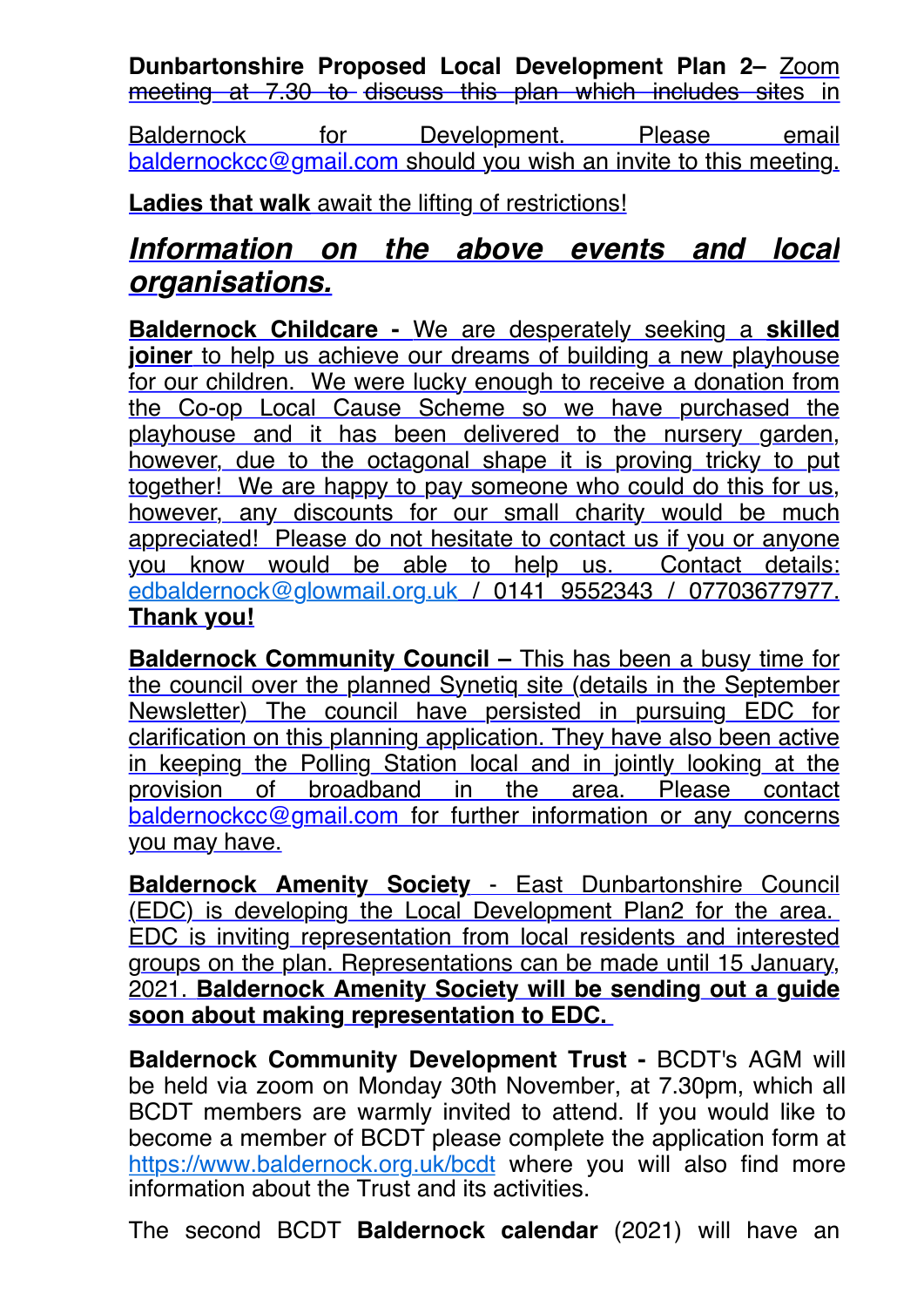**Dunbartonshire Proposed Local Development Plan 2–** Zoom meeting at 7.30 to discuss this plan which includes sites in Baldernock for Development. Please email baldernockcc@gmail.com should you wish an invite to this meeting.

**Ladies that walk** await the lifting of restrictions!

## *Information on the above events and local organisations.*

**Baldernock Childcare -** We are desperately seeking a **skilled joiner** to help us achieve our dreams of building a new playhouse for our children. We were lucky enough to receive a donation from the Co-op Local Cause Scheme so we have purchased the playhouse and it has been delivered to the nursery garden, however, due to the octagonal shape it is proving tricky to put together! We are happy to pay someone who could do this for us, however, any discounts for our small charity would be much appreciated! Please do not hesitate to contact us if you or anyone you know would be able to help us. Contact details: edbaldernock@glowmail.org.uk / 0141 9552343 / 07703677977. **Thank you!**

**Baldernock Community Council –** This has been a busy time for the council over the planned Synetiq site (details in the September Newsletter) The council have persisted in pursuing EDC for clarification on this planning application. They have also been active in keeping the Polling Station local and in jointly looking at the provision of broadband in the area. Please contact baldernockcc@gmail.com for further information or any concerns you may have.

**Baldernock Amenity Society** - East Dunbartonshire Council (EDC) is developing the Local Development Plan2 for the area. EDC is inviting representation from local residents and interested groups on the plan. Representations can be made until 15 January, 2021. **Baldernock Amenity Society will be sending out a guide soon about making representation to EDC.**

**Baldernock Community Development Trust -** BCDT's AGM will be held via zoom on Monday 30th November, at 7.30pm, which all BCDT members are warmly invited to attend. If you would like to become a member of BCDT please complete the application form at https://www.baldernock.org.uk/bcdt where you will also find more information about the Trust and its activities.

The second BCDT **Baldernock calendar** (2021) will have an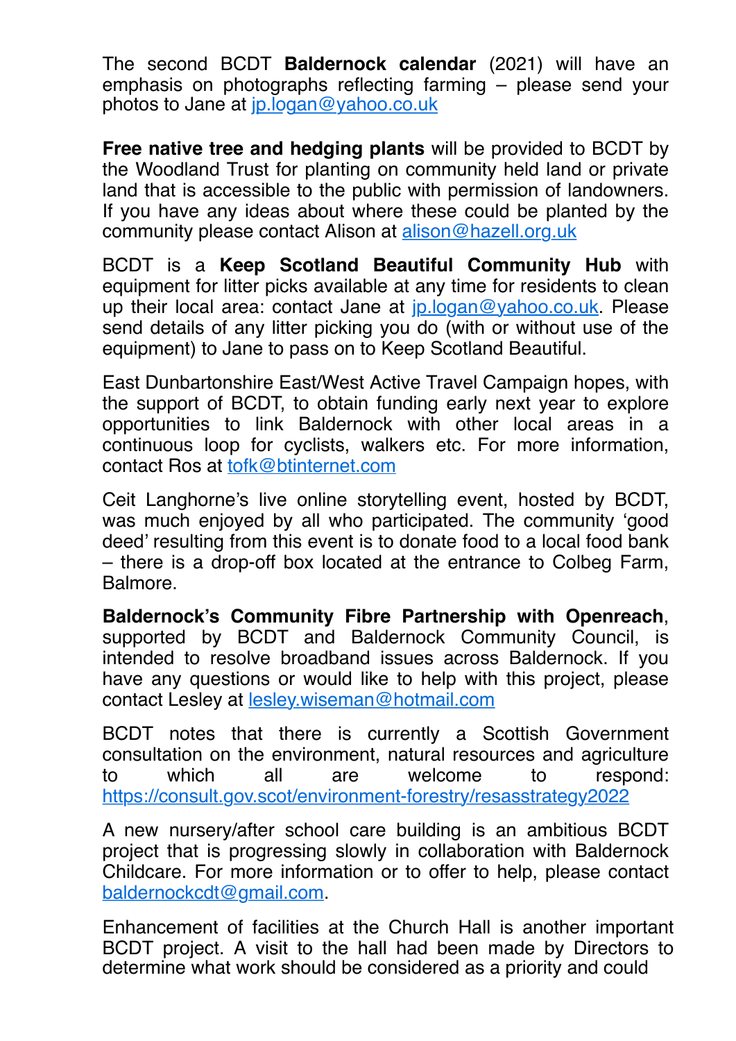The second BCDT **Baldernock calendar** (2021) will have an emphasis on photographs reflecting farming – please send your photos to Jane at jp.logan@yahoo.co.uk

**Free native tree and hedging plants** will be provided to BCDT by the Woodland Trust for planting on community held land or private land that is accessible to the public with permission of landowners. If you have any ideas about where these could be planted by the community please contact Alison at alison@hazell.org.uk

BCDT is a **Keep Scotland Beautiful Community Hub** with equipment for litter picks available at any time for residents to clean up their local area: contact Jane at jp.logan@yahoo.co.uk. Please send details of any litter picking you do (with or without use of the equipment) to Jane to pass on to Keep Scotland Beautiful.

East Dunbartonshire East/West Active Travel Campaign hopes, with the support of BCDT, to obtain funding early next year to explore opportunities to link Baldernock with other local areas in a continuous loop for cyclists, walkers etc. For more information, contact Ros at tofk@btinternet.com

Ceit Langhorne's live online storytelling event, hosted by BCDT, was much enjoyed by all who participated. The community 'good deed' resulting from this event is to donate food to a local food bank – there is a drop-off box located at the entrance to Colbeg Farm, Balmore.

**Baldernock's Community Fibre Partnership with Openreach**, supported by BCDT and Baldernock Community Council, is intended to resolve broadband issues across Baldernock. If you have any questions or would like to help with this project, please contact Lesley at lesley.wiseman@hotmail.com

BCDT notes that there is currently a Scottish Government consultation on the environment, natural resources and agriculture to which all are welcome to respond: https://consult.gov.scot/environment-forestry/resasstrategy2022

A new nursery/after school care building is an ambitious BCDT project that is progressing slowly in collaboration with Baldernock Childcare. For more information or to offer to help, please contact baldernockcdt@gmail.com.

Enhancement of facilities at the Church Hall is another important BCDT project. A visit to the hall had been made by Directors to determine what work should be considered as a priority and could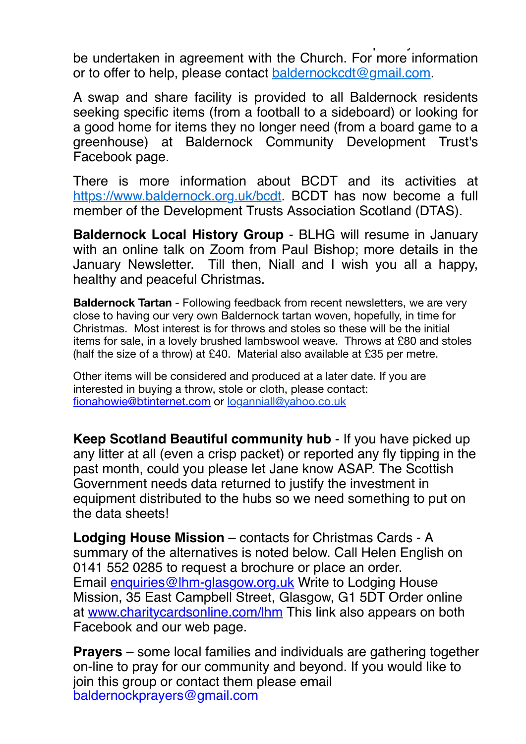be undertaken in agreement with the Church. For more information or to offer to help, please contact baldernockcdt@gmail.com.

A swap and share facility is provided to all Baldernock residents seeking specific items (from a football to a sideboard) or looking for a good home for items they no longer need (from a board game to a greenhouse) at Baldernock Community Development Trust's Facebook page.

There is more information about BCDT and its activities at https://www.baldernock.org.uk/bcdt. BCDT has now become a full member of the Development Trusts Association Scotland (DTAS).

**Baldernock Local History Group** - BLHG will resume in January with an online talk on Zoom from Paul Bishop; more details in the January Newsletter. Till then, Niall and I wish you all a happy, healthy and peaceful Christmas.

**Baldernock Tartan** - Following feedback from recent newsletters, we are very close to having our very own Baldernock tartan woven, hopefully, in time for Christmas. Most interest is for throws and stoles so these will be the initial items for sale, in a lovely brushed lambswool weave. Throws at £80 and stoles (half the size of a throw) at £40. Material also available at £35 per metre.

Other items will be considered and produced at a later date. If you are interested in buying a throw, stole or cloth, please contact: fionahowie@btinternet.com or loganniall@yahoo.co.uk

**Keep Scotland Beautiful community hub** - If you have picked up any litter at all (even a crisp packet) or reported any fly tipping in the past month, could you please let Jane know ASAP. The Scottish Government needs data returned to justify the investment in equipment distributed to the hubs so we need something to put on the data sheets!

**Lodging House Mission** – contacts for Christmas Cards - A summary of the alternatives is noted below. Call Helen English on 0141 552 0285 to request a brochure or place an order. Email enquiries@lhm-glasgow.org.uk Write to Lodging House Mission, 35 East Campbell Street, Glasgow, G1 5DT Order online at www.charitycardsonline.com/lhm This link also appears on both Facebook and our web page.

**Prayers –** some local families and individuals are gathering together on-line to pray for our community and beyond. If you would like to join this group or contact them please email baldernockprayers@gmail.com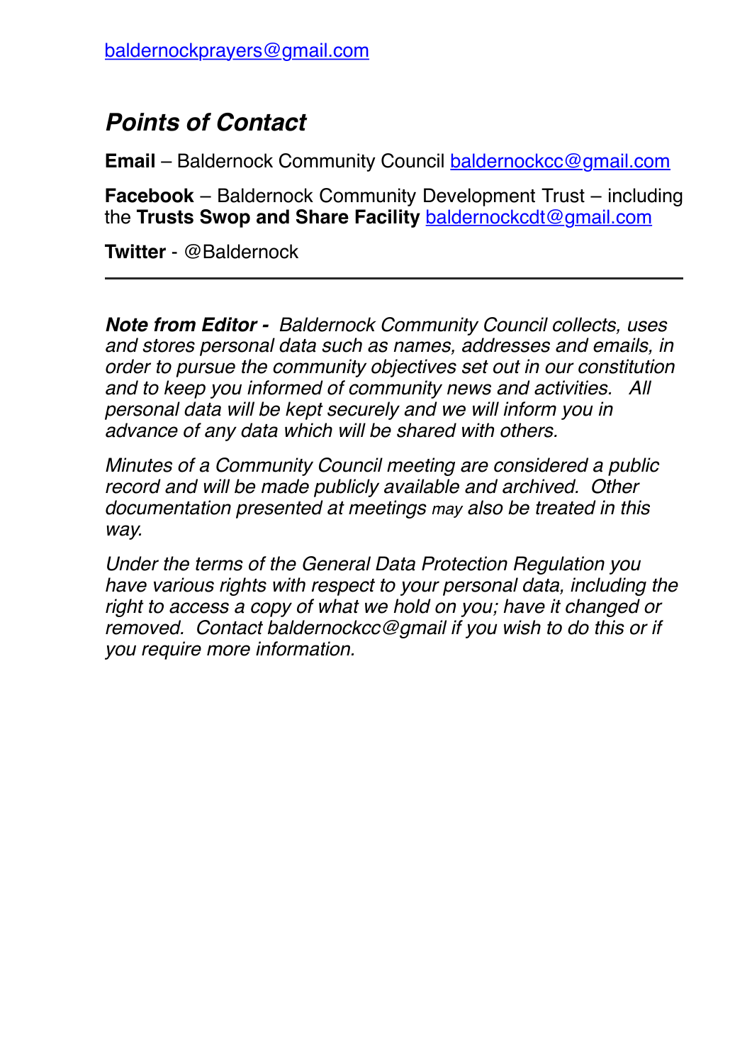baldernockprayers@gmail.com

## ***Points of Contact***

**Email** – Baldernock Community Council baldernockcc@gmail.com

**Facebook** – Baldernock Community Development Trust – including the **Trusts Swop and Share Facility** baldernockcdt@gmail.com

**Twitter** - @Baldernock

---

***Note from Editor -*** *Baldernock Community Council collects, uses and stores personal data such as names, addresses and emails, in order to pursue the community objectives set out in our constitution and to keep you informed of community news and activities. All personal data will be kept securely and we will inform you in advance of any data which will be shared with others.*

*Minutes of a Community Council meeting are considered a public record and will be made publicly available and archived. Other documentation presented at meetings may also be treated in this way.*

*Under the terms of the General Data Protection Regulation you have various rights with respect to your personal data, including the right to access a copy of what we hold on you; have it changed or removed. Contact baldernockcc@gmail if you wish to do this or if you require more information.*